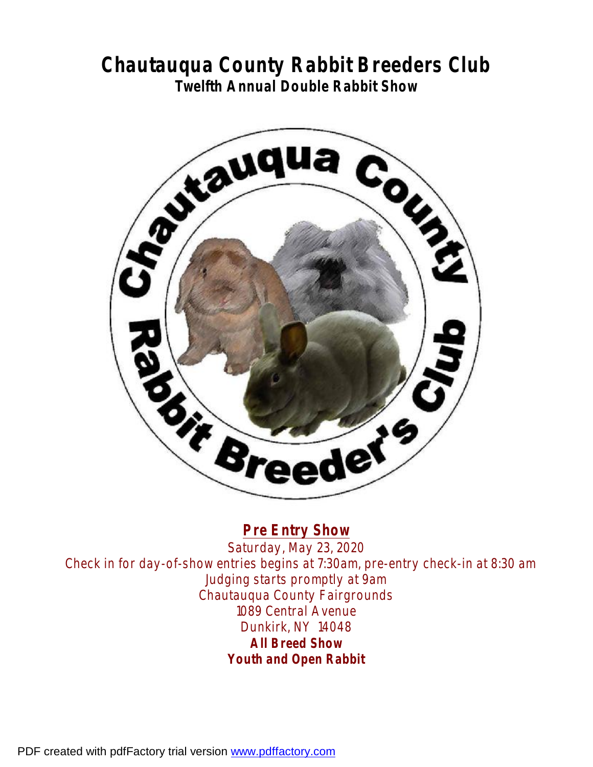# Chautauqua County Rabbit Breeders Club

## Twelfth Annual Double Rabbit Show

**Pre Entry Show**

Saturday, May 23, 2020

Check in for day-of-show entries begins at 7:30am, pre-entry check-in at 8:30 am

Judging starts promptly at 9am

Chautauqua County Fairgrounds

1089 Central Avenue

Dunkirk, NY 14048

**All Breed Show**

**Youth and Open Rabbit**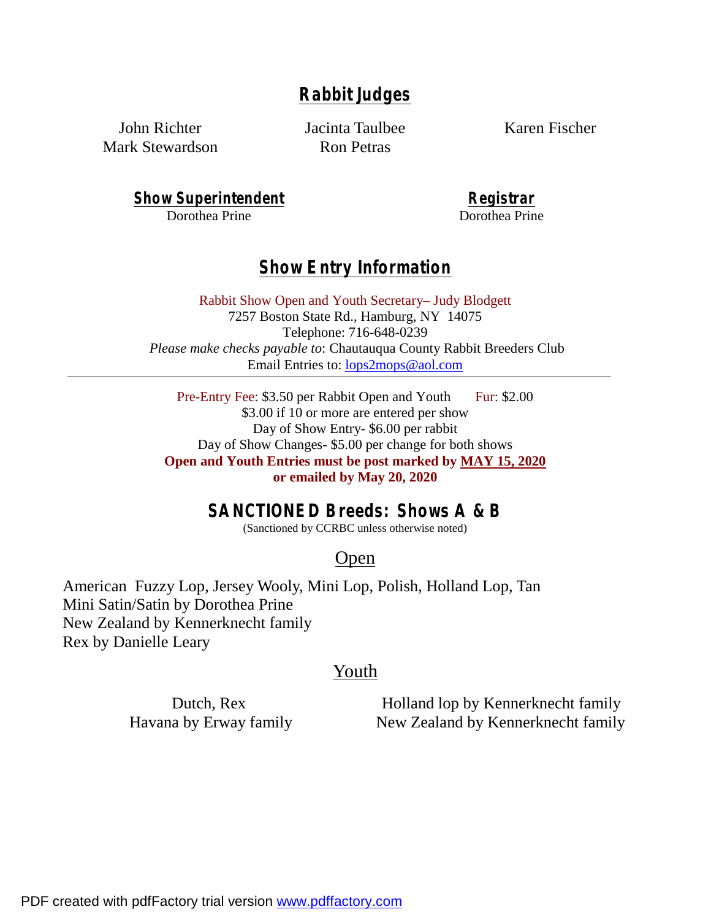## Rabbit Judges

John Richter
Mark Stewardson
Jacinta Taulbee
Ron Petras
Karen Fischer

**Show Superintendent**
Dorothea Prine

**Registrar**
Dorothea Prine

## Show Entry Information

Rabbit Show Open and Youth Secretary– Judy Blodgett
7257 Boston State Rd., Hamburg, NY 14075
Telephone: 716-648-0239
*Please make checks payable to*: Chautauqua County Rabbit Breeders Club
Email Entries to: lops2mops@aol.com

---

Pre-Entry Fee: $3.50 per Rabbit Open and Youth     Fur: $2.00
$3.00 if 10 or more are entered per show
Day of Show Entry- $6.00 per rabbit
Day of Show Changes- $5.00 per change for both shows
**Open and Youth Entries must be post marked by MAY 15, 2020**
**or emailed by May 20, 2020**

## SANCTIONED Breeds: Shows A & B

(Sanctioned by CCRBC unless otherwise noted)

### Open

American Fuzzy Lop, Jersey Wooly, Mini Lop, Polish, Holland Lop, Tan
Mini Satin/Satin by Dorothea Prine
New Zealand by Kennerknecht family
Rex by Danielle Leary

### Youth

Dutch, Rex
Havana by Erway family
Holland lop by Kennerknecht family
New Zealand by Kennerknecht family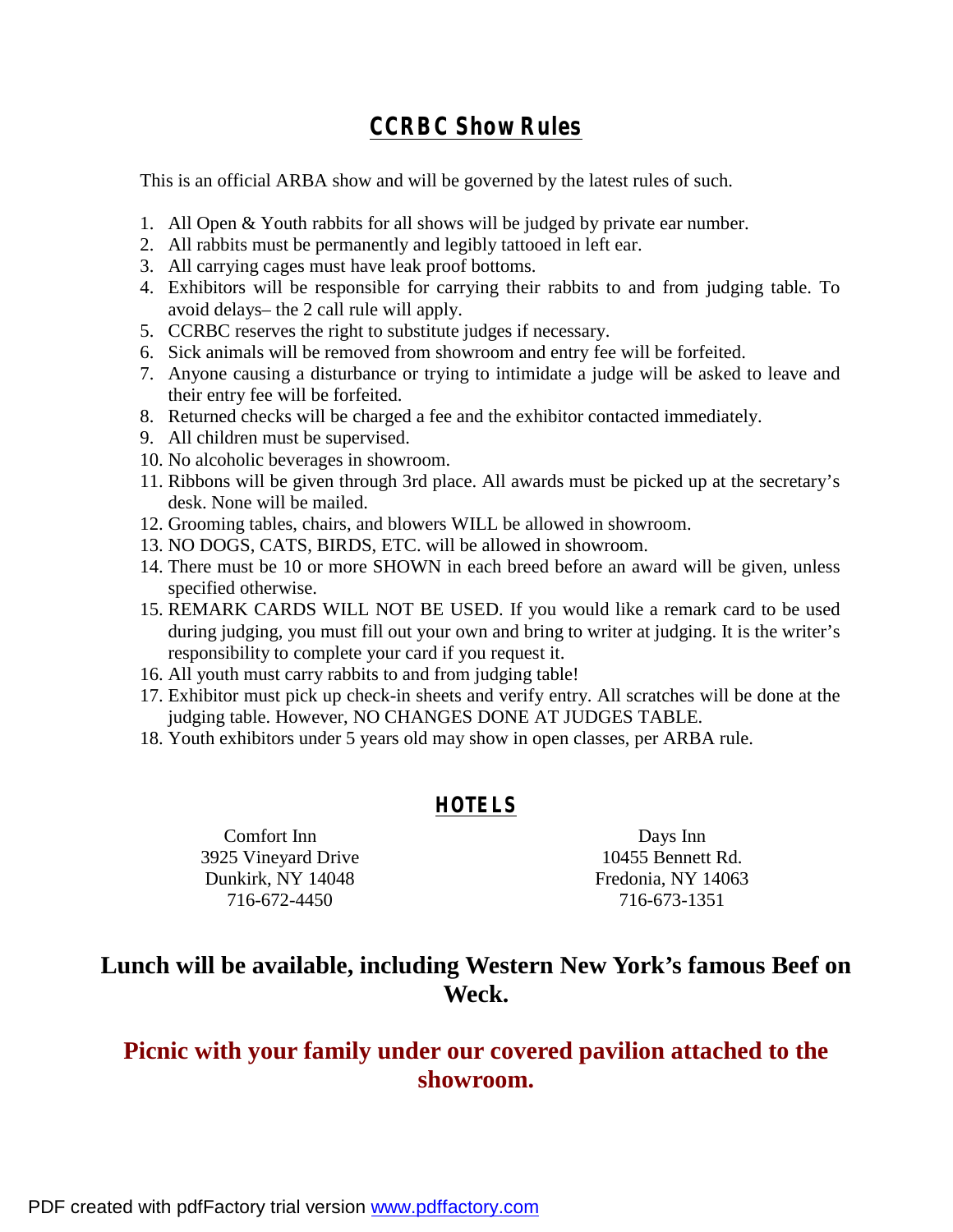# CCRBC Show Rules

This is an official ARBA show and will be governed by the latest rules of such.

1. All Open & Youth rabbits for all shows will be judged by private ear number.
2. All rabbits must be permanently and legibly tattooed in left ear.
3. All carrying cages must have leak proof bottoms.
4. Exhibitors will be responsible for carrying their rabbits to and from judging table. To avoid delays– the 2 call rule will apply.
5. CCRBC reserves the right to substitute judges if necessary.
6. Sick animals will be removed from showroom and entry fee will be forfeited.
7. Anyone causing a disturbance or trying to intimidate a judge will be asked to leave and their entry fee will be forfeited.
8. Returned checks will be charged a fee and the exhibitor contacted immediately.
9. All children must be supervised.
10. No alcoholic beverages in showroom.
11. Ribbons will be given through 3rd place. All awards must be picked up at the secretary's desk. None will be mailed.
12. Grooming tables, chairs, and blowers WILL be allowed in showroom.
13. NO DOGS, CATS, BIRDS, ETC. will be allowed in showroom.
14. There must be 10 or more SHOWN in each breed before an award will be given, unless specified otherwise.
15. REMARK CARDS WILL NOT BE USED. If you would like a remark card to be used during judging, you must fill out your own and bring to writer at judging. It is the writer's responsibility to complete your card if you request it.
16. All youth must carry rabbits to and from judging table!
17. Exhibitor must pick up check-in sheets and verify entry. All scratches will be done at the judging table. However, NO CHANGES DONE AT JUDGES TABLE.
18. Youth exhibitors under 5 years old may show in open classes, per ARBA rule.

## HOTELS

Comfort Inn
3925 Vineyard Drive
Dunkirk, NY 14048
716-672-4450

Days Inn
10455 Bennett Rd.
Fredonia, NY 14063
716-673-1351

**Lunch will be available, including Western New York's famous Beef on Weck.**

**Picnic with your family under our covered pavilion attached to the showroom.**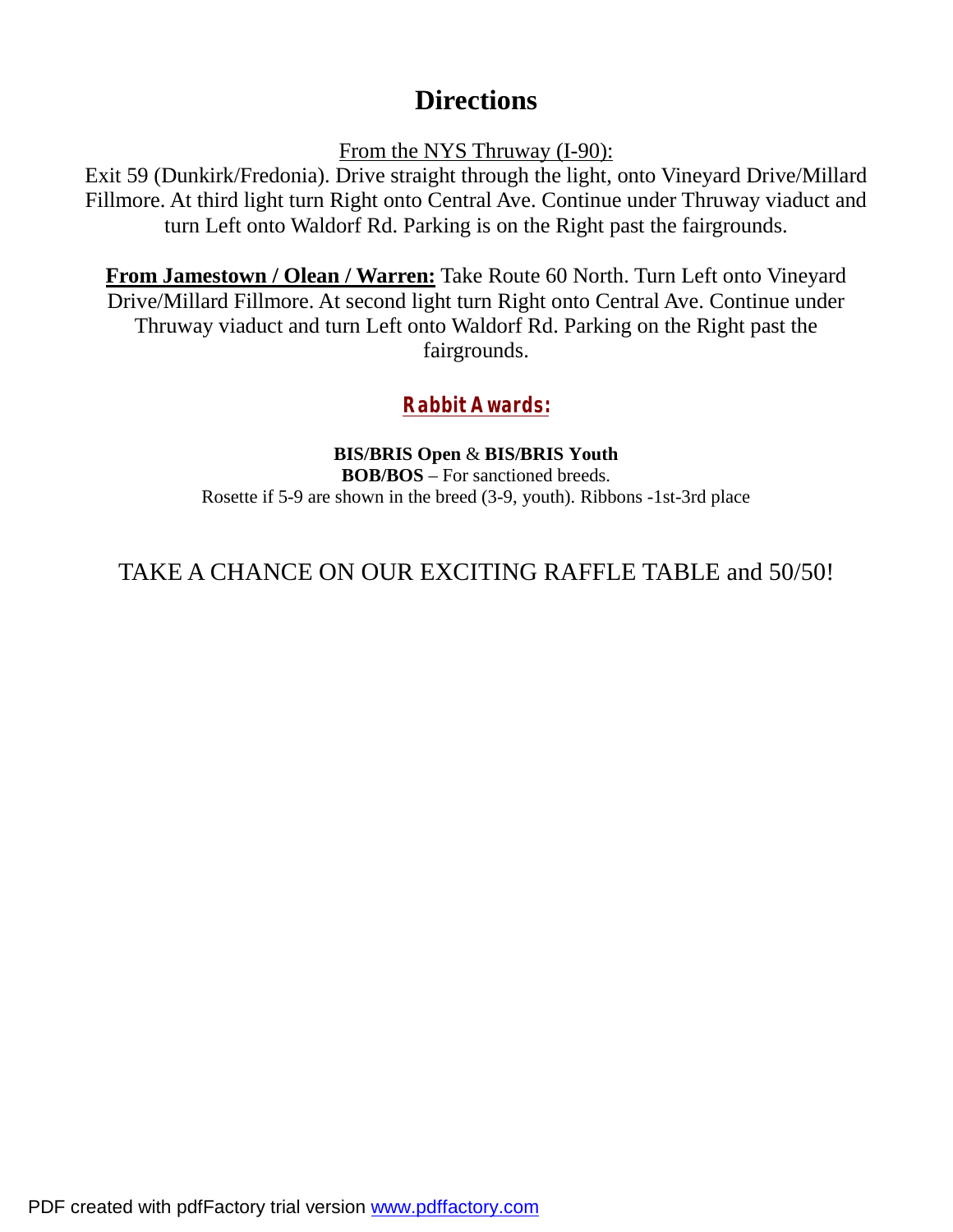# Directions

From the NYS Thruway (I-90):

Exit 59 (Dunkirk/Fredonia). Drive straight through the light, onto Vineyard Drive/Millard Fillmore. At third light turn Right onto Central Ave. Continue under Thruway viaduct and turn Left onto Waldorf Rd. Parking is on the Right past the fairgrounds.

**From Jamestown / Olean / Warren:** Take Route 60 North. Turn Left onto Vineyard Drive/Millard Fillmore. At second light turn Right onto Central Ave. Continue under Thruway viaduct and turn Left onto Waldorf Rd. Parking on the Right past the fairgrounds.

## Rabbit Awards:

**BIS/BRIS Open** & **BIS/BRIS Youth**

**BOB/BOS** – For sanctioned breeds.

Rosette if 5-9 are shown in the breed (3-9, youth). Ribbons -1st-3rd place

TAKE A CHANCE ON OUR EXCITING RAFFLE TABLE and 50/50!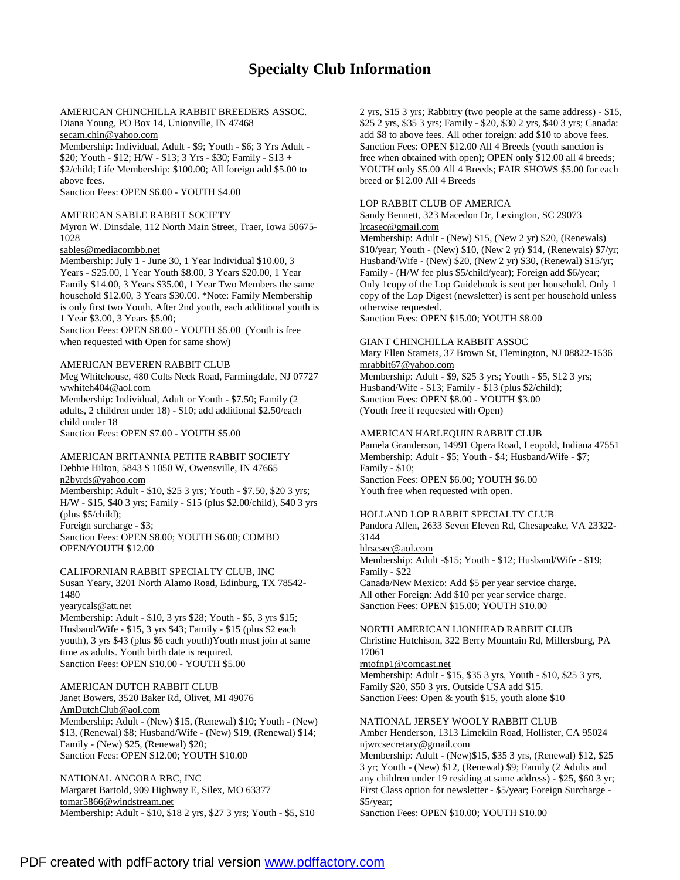# Specialty Club Information

AMERICAN CHINCHILLA RABBIT BREEDERS ASSOC.
Diana Young, PO Box 14, Unionville, IN 47468
secam.chin@yahoo.com
Membership: Individual, Adult - $9; Youth - $6; 3 Yrs Adult - $20; Youth - $12; H/W - $13; 3 Yrs - $30; Family - $13 + $2/child; Life Membership: $100.00; All foreign add $5.00 to above fees.
Sanction Fees: OPEN $6.00 - YOUTH $4.00

AMERICAN SABLE RABBIT SOCIETY
Myron W. Dinsdale, 112 North Main Street, Traer, Iowa 50675-1028
sables@mediacombb.net
Membership: July 1 - June 30, 1 Year Individual $10.00, 3 Years - $25.00, 1 Year Youth $8.00, 3 Years $20.00, 1 Year Family $14.00, 3 Years $35.00, 1 Year Two Members the same household $12.00, 3 Years $30.00. *Note: Family Membership is only first two Youth. After 2nd youth, each additional youth is 1 Year $3.00, 3 Years $5.00;
Sanction Fees: OPEN $8.00 - YOUTH $5.00 (Youth is free when requested with Open for same show)

AMERICAN BEVEREN RABBIT CLUB
Meg Whitehouse, 480 Colts Neck Road, Farmingdale, NJ 07727
wwhiteh404@aol.com
Membership: Individual, Adult or Youth - $7.50; Family (2 adults, 2 children under 18) - $10; add additional $2.50/each child under 18
Sanction Fees: OPEN $7.00 - YOUTH $5.00

AMERICAN BRITANNIA PETITE RABBIT SOCIETY
Debbie Hilton, 5843 S 1050 W, Owensville, IN 47665
n2byrds@yahoo.com
Membership: Adult - $10, $25 3 yrs; Youth - $7.50, $20 3 yrs; H/W - $15, $40 3 yrs; Family - $15 (plus $2.00/child), $40 3 yrs (plus $5/child);
Foreign surcharge - $3;
Sanction Fees: OPEN $8.00; YOUTH $6.00; COMBO OPEN/YOUTH $12.00

CALIFORNIAN RABBIT SPECIALTY CLUB, INC
Susan Yeary, 3201 North Alamo Road, Edinburg, TX 78542-1480
yearycals@att.net
Membership: Adult - $10, 3 yrs $28; Youth - $5, 3 yrs $15; Husband/Wife - $15, 3 yrs $43; Family - $15 (plus $2 each youth), 3 yrs $43 (plus $6 each youth)Youth must join at same time as adults. Youth birth date is required.
Sanction Fees: OPEN $10.00 - YOUTH $5.00

AMERICAN DUTCH RABBIT CLUB
Janet Bowers, 3520 Baker Rd, Olivet, MI 49076
AmDutchClub@aol.com
Membership: Adult - (New) $15, (Renewal) $10; Youth - (New) $13, (Renewal) $8; Husband/Wife - (New) $19, (Renewal) $14; Family - (New) $25, (Renewal) $20;
Sanction Fees: OPEN $12.00; YOUTH $10.00

NATIONAL ANGORA RBC, INC
Margaret Bartold, 909 Highway E, Silex, MO 63377
tomar5866@windstream.net
Membership: Adult - $10, $18 2 yrs, $27 3 yrs; Youth - $5, $10 2 yrs, $15 3 yrs; Rabbitry (two people at the same address) - $15, $25 2 yrs, $35 3 yrs; Family - $20, $30 2 yrs, $40 3 yrs; Canada: add $8 to above fees. All other foreign: add $10 to above fees.
Sanction Fees: OPEN $12.00 All 4 Breeds (youth sanction is free when obtained with open); OPEN only $12.00 all 4 breeds; YOUTH only $5.00 All 4 Breeds; FAIR SHOWS $5.00 for each breed or $12.00 All 4 Breeds

LOP RABBIT CLUB OF AMERICA
Sandy Bennett, 323 Macedon Dr, Lexington, SC 29073
lrcasec@gmail.com
Membership: Adult - (New) $15, (New 2 yr) $20, (Renewals) $10/year; Youth - (New) $10, (New 2 yr) $14, (Renewals) $7/yr; Husband/Wife - (New) $20, (New 2 yr) $30, (Renewal) $15/yr; Family - (H/W fee plus $5/child/year); Foreign add $6/year; Only 1copy of the Lop Guidebook is sent per household. Only 1 copy of the Lop Digest (newsletter) is sent per household unless otherwise requested.
Sanction Fees: OPEN $15.00; YOUTH $8.00

GIANT CHINCHILLA RABBIT ASSOC
Mary Ellen Stamets, 37 Brown St, Flemington, NJ 08822-1536
mrabbit67@yahoo.com
Membership: Adult - $9, $25 3 yrs; Youth - $5, $12 3 yrs; Husband/Wife - $13; Family - $13 (plus $2/child);
Sanction Fees: OPEN $8.00 - YOUTH $3.00
(Youth free if requested with Open)

AMERICAN HARLEQUIN RABBIT CLUB
Pamela Granderson, 14991 Opera Road, Leopold, Indiana 47551
Membership: Adult - $5; Youth - $4; Husband/Wife - $7; Family - $10;
Sanction Fees: OPEN $6.00; YOUTH $6.00
Youth free when requested with open.

HOLLAND LOP RABBIT SPECIALTY CLUB
Pandora Allen, 2633 Seven Eleven Rd, Chesapeake, VA 23322-3144
hlrscsec@aol.com
Membership: Adult -$15; Youth - $12; Husband/Wife - $19; Family - $22
Canada/New Mexico: Add $5 per year service charge.
All other Foreign: Add $10 per year service charge.
Sanction Fees: OPEN $15.00; YOUTH $10.00

NORTH AMERICAN LIONHEAD RABBIT CLUB
Christine Hutchison, 322 Berry Mountain Rd, Millersburg, PA 17061
rntofnp1@comcast.net
Membership: Adult - $15, $35 3 yrs, Youth - $10, $25 3 yrs, Family $20, $50 3 yrs. Outside USA add $15.
Sanction Fees: Open & youth $15, youth alone $10

NATIONAL JERSEY WOOLY RABBIT CLUB
Amber Henderson, 1313 Limekiln Road, Hollister, CA 95024
njwrcsecretary@gmail.com
Membership: Adult - (New)$15, $35 3 yrs, (Renewal) $12, $25 3 yr; Youth - (New) $12, (Renewal) $9; Family (2 Adults and any children under 19 residing at same address) - $25, $60 3 yr; First Class option for newsletter - $5/year; Foreign Surcharge - $5/year;
Sanction Fees: OPEN $10.00; YOUTH $10.00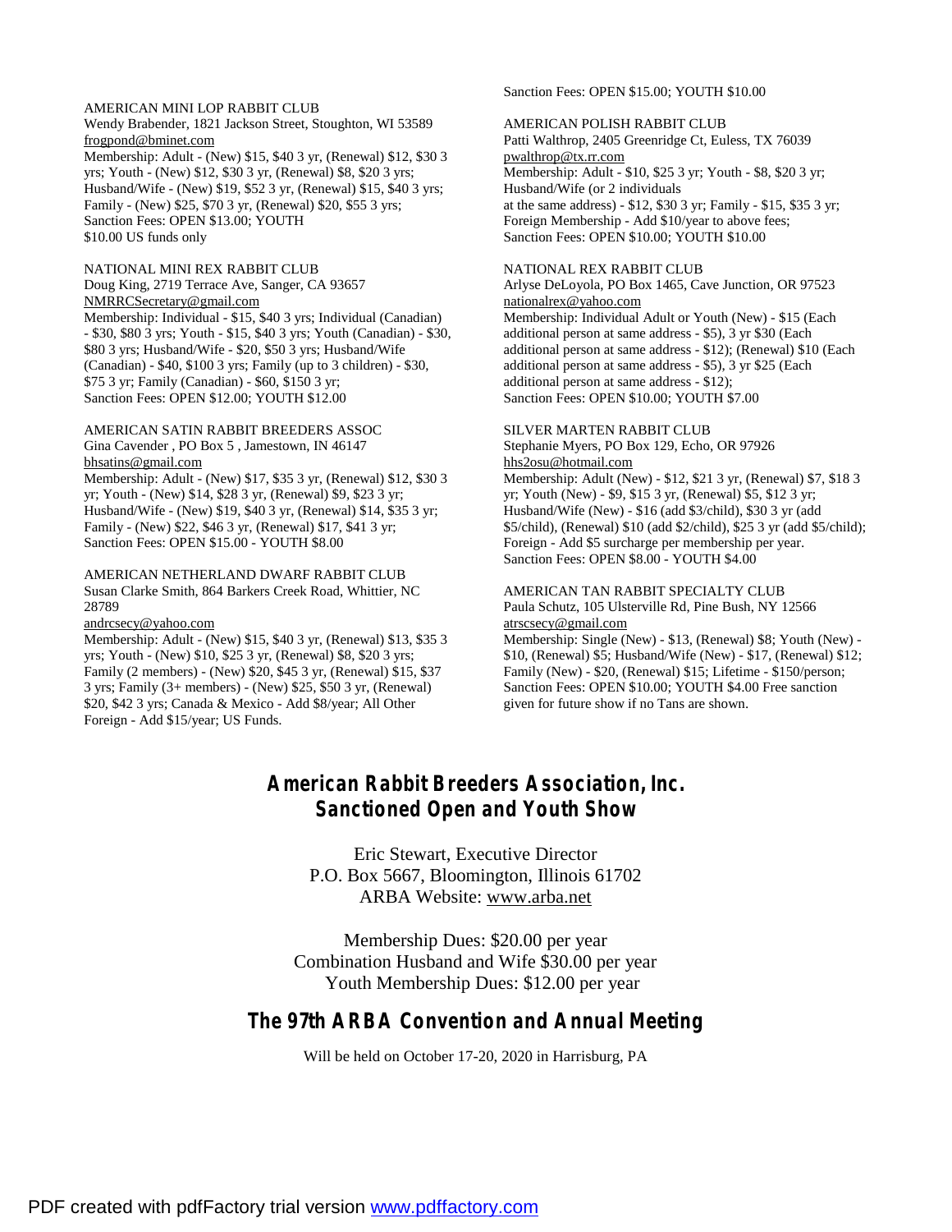AMERICAN MINI LOP RABBIT CLUB
Wendy Brabender, 1821 Jackson Street, Stoughton, WI 53589
frogpond@bminet.com
Membership: Adult - (New) $15, $40 3 yr, (Renewal) $12, $30 3 yrs; Youth - (New) $12, $30 3 yr, (Renewal) $8, $20 3 yrs; Husband/Wife - (New) $19, $52 3 yr, (Renewal) $15, $40 3 yrs; Family - (New) $25, $70 3 yr, (Renewal) $20, $55 3 yrs;
Sanction Fees: OPEN $13.00; YOUTH $10.00 US funds only

NATIONAL MINI REX RABBIT CLUB
Doug King, 2719 Terrace Ave, Sanger, CA 93657
NMRRCSecretary@gmail.com
Membership: Individual - $15, $40 3 yrs; Individual (Canadian) - $30, $80 3 yrs; Youth - $15, $40 3 yrs; Youth (Canadian) - $30, $80 3 yrs; Husband/Wife - $20, $50 3 yrs; Husband/Wife (Canadian) - $40, $100 3 yrs; Family (up to 3 children) - $30, $75 3 yr; Family (Canadian) - $60, $150 3 yr;
Sanction Fees: OPEN $12.00; YOUTH $12.00

AMERICAN SATIN RABBIT BREEDERS ASSOC
Gina Cavender , PO Box 5 , Jamestown, IN 46147
bhsatins@gmail.com
Membership: Adult - (New) $17, $35 3 yr, (Renewal) $12, $30 3 yr; Youth - (New) $14, $28 3 yr, (Renewal) $9, $23 3 yr; Husband/Wife - (New) $19, $40 3 yr, (Renewal) $14, $35 3 yr; Family - (New) $22, $46 3 yr, (Renewal) $17, $41 3 yr;
Sanction Fees: OPEN $15.00 - YOUTH $8.00

AMERICAN NETHERLAND DWARF RABBIT CLUB
Susan Clarke Smith, 864 Barkers Creek Road, Whittier, NC 28789
andrcsecy@yahoo.com
Membership: Adult - (New) $15, $40 3 yr, (Renewal) $13, $35 3 yrs; Youth - (New) $10, $25 3 yr, (Renewal) $8, $20 3 yrs; Family (2 members) - (New) $20, $45 3 yr, (Renewal) $15, $37 3 yrs; Family (3+ members) - (New) $25, $50 3 yr, (Renewal) $20, $42 3 yrs; Canada & Mexico - Add $8/year; All Other Foreign - Add $15/year; US Funds.
Sanction Fees: OPEN $15.00; YOUTH $10.00

AMERICAN POLISH RABBIT CLUB
Patti Walthrop, 2405 Greenridge Ct, Euless, TX 76039
pwalthrop@tx.rr.com
Membership: Adult - $10, $25 3 yr; Youth - $8, $20 3 yr; Husband/Wife (or 2 individuals at the same address) - $12, $30 3 yr; Family - $15, $35 3 yr; Foreign Membership - Add $10/year to above fees;
Sanction Fees: OPEN $10.00; YOUTH $10.00

NATIONAL REX RABBIT CLUB
Arlyse DeLoyola, PO Box 1465, Cave Junction, OR 97523
nationalrex@yahoo.com
Membership: Individual Adult or Youth (New) - $15 (Each additional person at same address - $5), 3 yr $30 (Each additional person at same address - $12); (Renewal) $10 (Each additional person at same address - $5), 3 yr $25 (Each additional person at same address - $12);
Sanction Fees: OPEN $10.00; YOUTH $7.00

SILVER MARTEN RABBIT CLUB
Stephanie Myers, PO Box 129, Echo, OR 97926
hhs2osu@hotmail.com
Membership: Adult (New) - $12, $21 3 yr, (Renewal) $7, $18 3 yr; Youth (New) - $9, $15 3 yr, (Renewal) $5, $12 3 yr; Husband/Wife (New) - $16 (add $3/child), $30 3 yr (add $5/child), (Renewal) $10 (add $2/child), $25 3 yr (add $5/child); Foreign - Add $5 surcharge per membership per year.
Sanction Fees: OPEN $8.00 - YOUTH $4.00

AMERICAN TAN RABBIT SPECIALTY CLUB
Paula Schutz, 105 Ulsterville Rd, Pine Bush, NY 12566
atrscsecy@gmail.com
Membership: Single (New) - $13, (Renewal) $8; Youth (New) - $10, (Renewal) $5; Husband/Wife (New) - $17, (Renewal) $12; Family (New) - $20, (Renewal) $15; Lifetime - $150/person;
Sanction Fees: OPEN $10.00; YOUTH $4.00 Free sanction given for future show if no Tans are shown.

## American Rabbit Breeders Association, Inc.
## Sanctioned Open and Youth Show

Eric Stewart, Executive Director
P.O. Box 5667, Bloomington, Illinois 61702
ARBA Website: www.arba.net

Membership Dues: $20.00 per year
Combination Husband and Wife $30.00 per year
Youth Membership Dues: $12.00 per year

## The 97th ARBA Convention and Annual Meeting

Will be held on October 17-20, 2020 in Harrisburg, PA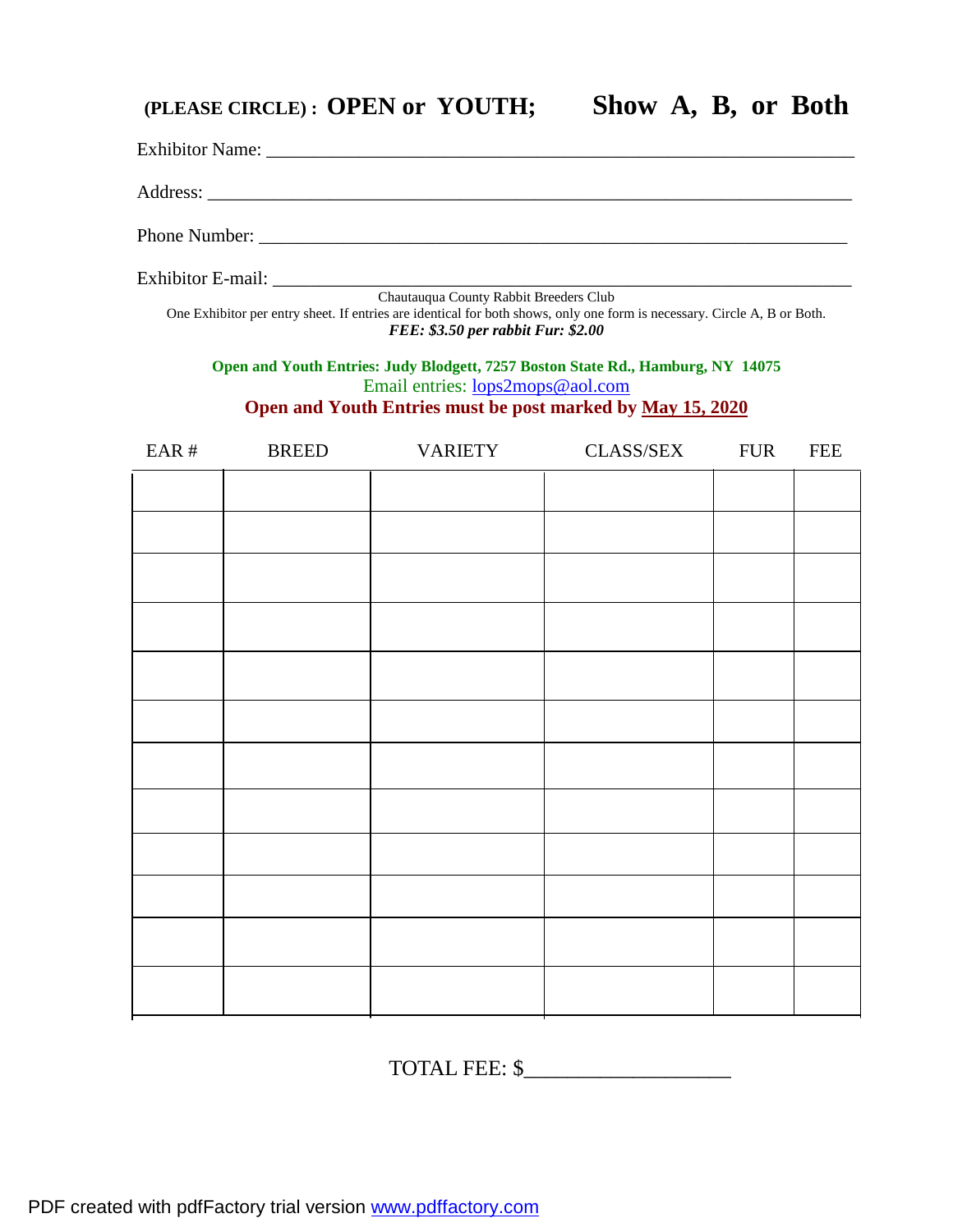**(PLEASE CIRCLE) : OPEN or YOUTH; Show A, B, or Both**

Exhibitor Name: ___________________________________________________________

Address: _______________________________________________________________

Phone Number: __________________________________________________________

Exhibitor E-mail: ________________________________________________________

Chautauqua County Rabbit Breeders Club

One Exhibitor per entry sheet. If entries are identical for both shows, only one form is necessary. Circle A, B or Both.

***FEE: $3.50 per rabbit Fur: $2.00***

**Open and Youth Entries: Judy Blodgett, 7257 Boston State Rd., Hamburg, NY 14075**

Email entries: lops2mops@aol.com

**Open and Youth Entries must be post marked by May 15, 2020**

| EAR # | BREED | VARIETY | CLASS/SEX | FUR | FEE |
|---|---|---|---|---|---|
| | | | | | |
| | | | | | |
| | | | | | |
| | | | | | |
| | | | | | |
| | | | | | |
| | | | | | |
| | | | | | |
| | | | | | |
| | | | | | |
| | | | | | |
| | | | | | |

TOTAL FEE: $___________________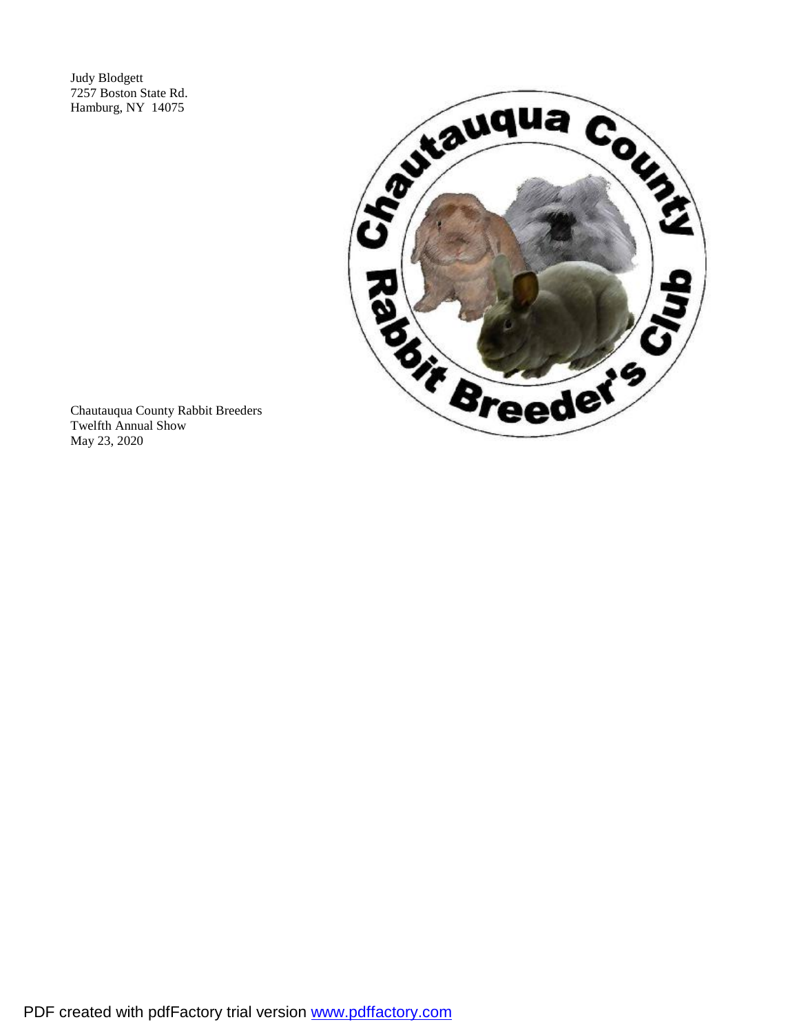Judy Blodgett
7257 Boston State Rd.
Hamburg, NY 14075

Chautauqua County Rabbit Breeders
Twelfth Annual Show
May 23, 2020